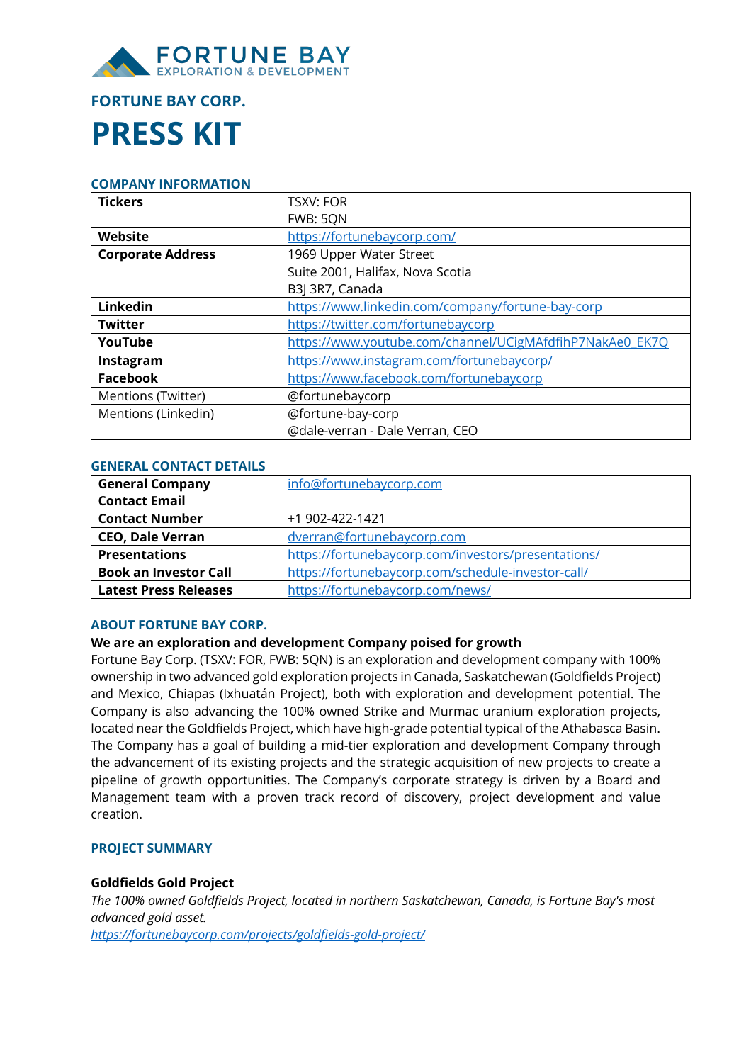FORTUNE BAY
EXPLORATION & DEVELOPMENT

## FORTUNE BAY CORP.

# PRESS KIT

### COMPANY INFORMATION

| | |
|---|---|
| **Tickers** | TSXV: FOR<br>FWB: 5QN |
| **Website** | https://fortunebaycorp.com/ |
| **Corporate Address** | 1969 Upper Water Street<br>Suite 2001, Halifax, Nova Scotia<br>B3J 3R7, Canada |
| **Linkedin** | https://www.linkedin.com/company/fortune-bay-corp |
| **Twitter** | https://twitter.com/fortunebaycorp |
| **YouTube** | https://www.youtube.com/channel/UCigMAfdfihP7NakAe0_EK7Q |
| **Instagram** | https://www.instagram.com/fortunebaycorp/ |
| **Facebook** | https://www.facebook.com/fortunebaycorp |
| Mentions (Twitter) | @fortunebaycorp |
| Mentions (Linkedin) | @fortune-bay-corp<br>@dale-verran - Dale Verran, CEO |

### GENERAL CONTACT DETAILS

| | |
|---|---|
| **General Company Contact Email** | info@fortunebaycorp.com |
| **Contact Number** | +1 902-422-1421 |
| **CEO, Dale Verran** | dverran@fortunebaycorp.com |
| **Presentations** | https://fortunebaycorp.com/investors/presentations/ |
| **Book an Investor Call** | https://fortunebaycorp.com/schedule-investor-call/ |
| **Latest Press Releases** | https://fortunebaycorp.com/news/ |

### ABOUT FORTUNE BAY CORP.

**We are an exploration and development Company poised for growth**

Fortune Bay Corp. (TSXV: FOR, FWB: 5QN) is an exploration and development company with 100% ownership in two advanced gold exploration projects in Canada, Saskatchewan (Goldfields Project) and Mexico, Chiapas (Ixhuatán Project), both with exploration and development potential. The Company is also advancing the 100% owned Strike and Murmac uranium exploration projects, located near the Goldfields Project, which have high-grade potential typical of the Athabasca Basin. The Company has a goal of building a mid-tier exploration and development Company through the advancement of its existing projects and the strategic acquisition of new projects to create a pipeline of growth opportunities. The Company's corporate strategy is driven by a Board and Management team with a proven track record of discovery, project development and value creation.

### PROJECT SUMMARY

**Goldfields Gold Project**

*The 100% owned Goldfields Project, located in northern Saskatchewan, Canada, is Fortune Bay's most advanced gold asset.*

*https://fortunebaycorp.com/projects/goldfields-gold-project/*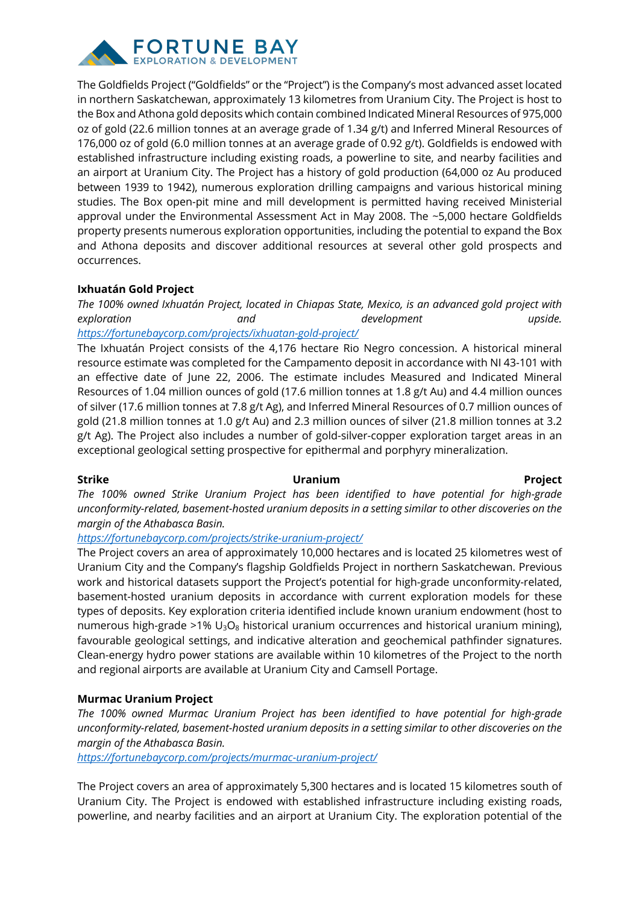The Goldfields Project ("Goldfields" or the "Project") is the Company's most advanced asset located in northern Saskatchewan, approximately 13 kilometres from Uranium City. The Project is host to the Box and Athona gold deposits which contain combined Indicated Mineral Resources of 975,000 oz of gold (22.6 million tonnes at an average grade of 1.34 g/t) and Inferred Mineral Resources of 176,000 oz of gold (6.0 million tonnes at an average grade of 0.92 g/t). Goldfields is endowed with established infrastructure including existing roads, a powerline to site, and nearby facilities and an airport at Uranium City. The Project has a history of gold production (64,000 oz Au produced between 1939 to 1942), numerous exploration drilling campaigns and various historical mining studies. The Box open-pit mine and mill development is permitted having received Ministerial approval under the Environmental Assessment Act in May 2008. The ~5,000 hectare Goldfields property presents numerous exploration opportunities, including the potential to expand the Box and Athona deposits and discover additional resources at several other gold prospects and occurrences.

**Ixhuatán Gold Project**

*The 100% owned Ixhuatán Project, located in Chiapas State, Mexico, is an advanced gold project with exploration and development upside.* https://fortunebaycorp.com/projects/ixhuatan-gold-project/

The Ixhuatán Project consists of the 4,176 hectare Rio Negro concession. A historical mineral resource estimate was completed for the Campamento deposit in accordance with NI 43-101 with an effective date of June 22, 2006. The estimate includes Measured and Indicated Mineral Resources of 1.04 million ounces of gold (17.6 million tonnes at 1.8 g/t Au) and 4.4 million ounces of silver (17.6 million tonnes at 7.8 g/t Ag), and Inferred Mineral Resources of 0.7 million ounces of gold (21.8 million tonnes at 1.0 g/t Au) and 2.3 million ounces of silver (21.8 million tonnes at 3.2 g/t Ag). The Project also includes a number of gold-silver-copper exploration target areas in an exceptional geological setting prospective for epithermal and porphyry mineralization.

**Strike Uranium Project**

*The 100% owned Strike Uranium Project has been identified to have potential for high-grade unconformity-related, basement-hosted uranium deposits in a setting similar to other discoveries on the margin of the Athabasca Basin.*

https://fortunebaycorp.com/projects/strike-uranium-project/

The Project covers an area of approximately 10,000 hectares and is located 25 kilometres west of Uranium City and the Company's flagship Goldfields Project in northern Saskatchewan. Previous work and historical datasets support the Project's potential for high-grade unconformity-related, basement-hosted uranium deposits in accordance with current exploration models for these types of deposits. Key exploration criteria identified include known uranium endowment (host to numerous high-grade >1% $U_3O_8$ historical uranium occurrences and historical uranium mining), favourable geological settings, and indicative alteration and geochemical pathfinder signatures. Clean-energy hydro power stations are available within 10 kilometres of the Project to the north and regional airports are available at Uranium City and Camsell Portage.

**Murmac Uranium Project**

*The 100% owned Murmac Uranium Project has been identified to have potential for high-grade unconformity-related, basement-hosted uranium deposits in a setting similar to other discoveries on the margin of the Athabasca Basin.*

https://fortunebaycorp.com/projects/murmac-uranium-project/

The Project covers an area of approximately 5,300 hectares and is located 15 kilometres south of Uranium City. The Project is endowed with established infrastructure including existing roads, powerline, and nearby facilities and an airport at Uranium City. The exploration potential of the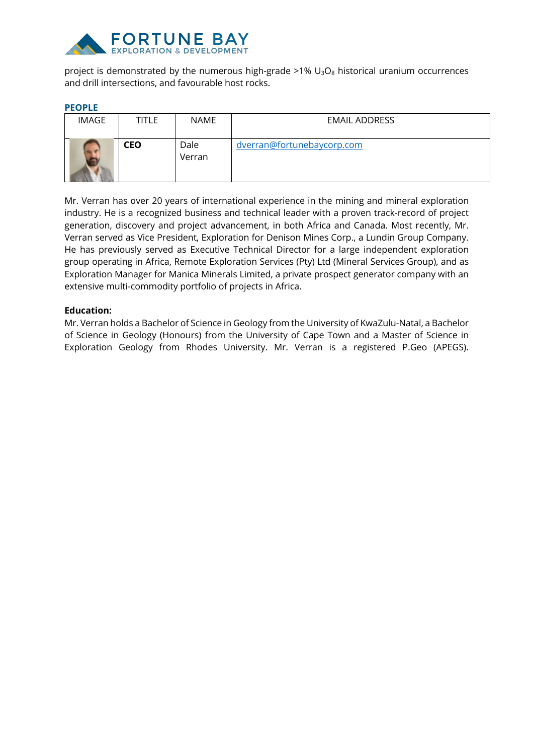project is demonstrated by the numerous high-grade >1% $U_3O_8$ historical uranium occurrences and drill intersections, and favourable host rocks.

## PEOPLE

| IMAGE | TITLE | NAME | EMAIL ADDRESS |
|---|---|---|---|
| | **CEO** | Dale Verran | dverran@fortunebaycorp.com |

Mr. Verran has over 20 years of international experience in the mining and mineral exploration industry. He is a recognized business and technical leader with a proven track-record of project generation, discovery and project advancement, in both Africa and Canada. Most recently, Mr. Verran served as Vice President, Exploration for Denison Mines Corp., a Lundin Group Company. He has previously served as Executive Technical Director for a large independent exploration group operating in Africa, Remote Exploration Services (Pty) Ltd (Mineral Services Group), and as Exploration Manager for Manica Minerals Limited, a private prospect generator company with an extensive multi-commodity portfolio of projects in Africa.

**Education:**

Mr. Verran holds a Bachelor of Science in Geology from the University of KwaZulu-Natal, a Bachelor of Science in Geology (Honours) from the University of Cape Town and a Master of Science in Exploration Geology from Rhodes University. Mr. Verran is a registered P.Geo (APEGS).